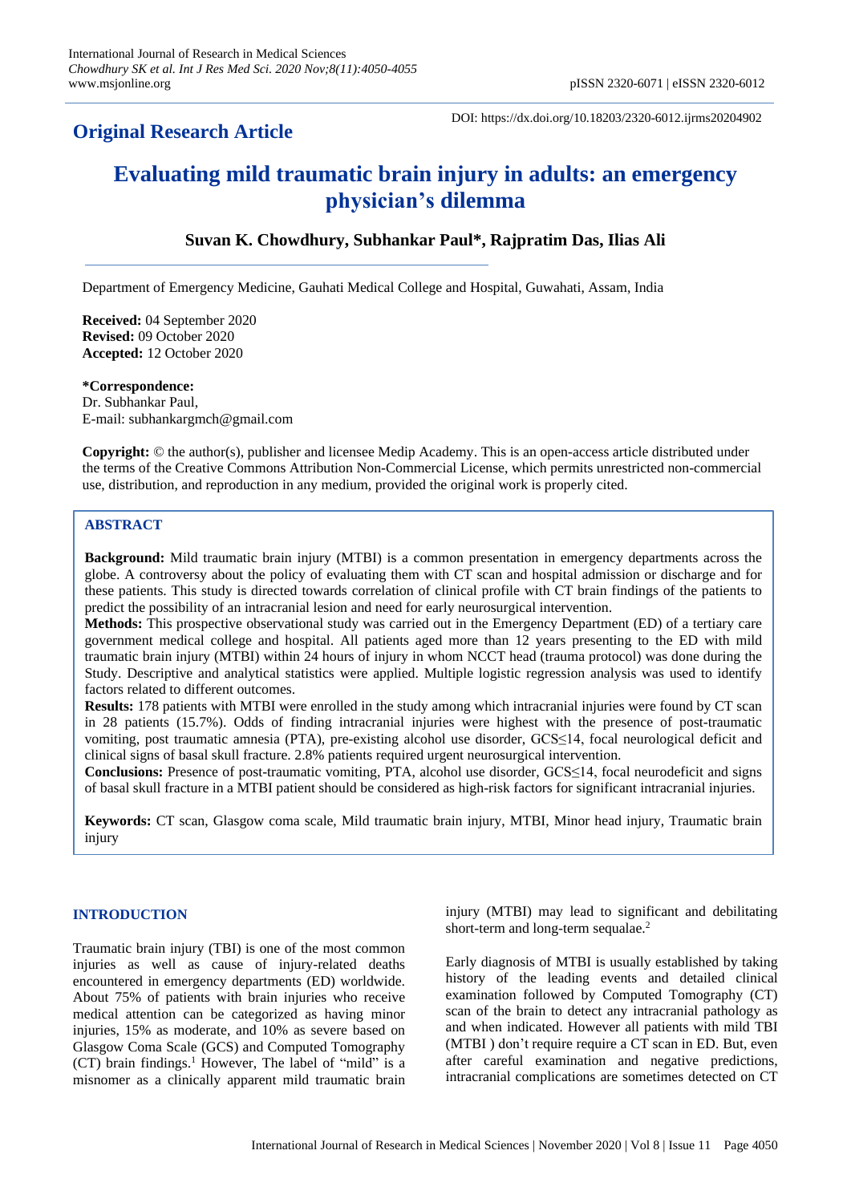**Original Research Article**

DOI: https://dx.doi.org/10.18203/2320-6012.ijrms20204902

# Evaluating mild traumatic brain injury in adults: an emergency physician's dilemma

**Suvan K. Chowdhury, Subhankar Paul\*, Rajpratim Das, Ilias Ali**

Department of Emergency Medicine, Gauhati Medical College and Hospital, Guwahati, Assam, India

**Received:** 04 September 2020
**Revised:** 09 October 2020
**Accepted:** 12 October 2020

**\*Correspondence:**
Dr. Subhankar Paul,
E-mail: subhankargmch@gmail.com

**Copyright:** © the author(s), publisher and licensee Medip Academy. This is an open-access article distributed under the terms of the Creative Commons Attribution Non-Commercial License, which permits unrestricted non-commercial use, distribution, and reproduction in any medium, provided the original work is properly cited.

## ABSTRACT

**Background:** Mild traumatic brain injury (MTBI) is a common presentation in emergency departments across the globe. A controversy about the policy of evaluating them with CT scan and hospital admission or discharge and for these patients. This study is directed towards correlation of clinical profile with CT brain findings of the patients to predict the possibility of an intracranial lesion and need for early neurosurgical intervention.

**Methods:** This prospective observational study was carried out in the Emergency Department (ED) of a tertiary care government medical college and hospital. All patients aged more than 12 years presenting to the ED with mild traumatic brain injury (MTBI) within 24 hours of injury in whom NCCT head (trauma protocol) was done during the Study. Descriptive and analytical statistics were applied. Multiple logistic regression analysis was used to identify factors related to different outcomes.

**Results:** 178 patients with MTBI were enrolled in the study among which intracranial injuries were found by CT scan in 28 patients (15.7%). Odds of finding intracranial injuries were highest with the presence of post-traumatic vomiting, post traumatic amnesia (PTA), pre-existing alcohol use disorder, GCS≤14, focal neurological deficit and clinical signs of basal skull fracture. 2.8% patients required urgent neurosurgical intervention.

**Conclusions:** Presence of post-traumatic vomiting, PTA, alcohol use disorder, GCS≤14, focal neurodeficit and signs of basal skull fracture in a MTBI patient should be considered as high-risk factors for significant intracranial injuries.

**Keywords:** CT scan, Glasgow coma scale, Mild traumatic brain injury, MTBI, Minor head injury, Traumatic brain injury

## INTRODUCTION

Traumatic brain injury (TBI) is one of the most common injuries as well as cause of injury-related deaths encountered in emergency departments (ED) worldwide. About 75% of patients with brain injuries who receive medical attention can be categorized as having minor injuries, 15% as moderate, and 10% as severe based on Glasgow Coma Scale (GCS) and Computed Tomography (CT) brain findings.[1] However, The label of "mild" is a misnomer as a clinically apparent mild traumatic brain injury (MTBI) may lead to significant and debilitating short-term and long-term sequalae.[2]

Early diagnosis of MTBI is usually established by taking history of the leading events and detailed clinical examination followed by Computed Tomography (CT) scan of the brain to detect any intracranial pathology as and when indicated. However all patients with mild TBI (MTBI ) don't require require a CT scan in ED. But, even after careful examination and negative predictions, intracranial complications are sometimes detected on CT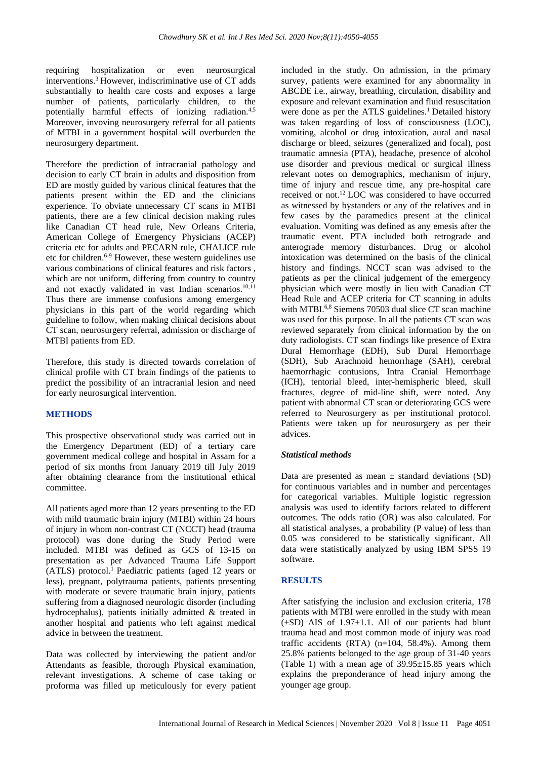requiring hospitalization or even neurosurgical interventions.[3] However, indiscriminative use of CT adds substantially to health care costs and exposes a large number of patients, particularly children, to the potentially harmful effects of ionizing radiation.[4,5] Moreover, invoving neurosurgery referral for all patients of MTBI in a government hospital will overburden the neurosurgery department.

Therefore the prediction of intracranial pathology and decision to early CT brain in adults and disposition from ED are mostly guided by various clinical features that the patients present within the ED and the clinicians experience. To obviate unnecessary CT scans in MTBI patients, there are a few clinical decision making rules like Canadian CT head rule, New Orleans Criteria, American College of Emergency Physicians (ACEP) criteria etc for adults and PECARN rule, CHALICE rule etc for children.[6-9] However, these western guidelines use various combinations of clinical features and risk factors , which are not uniform, differing from country to country and not exactly validated in vast Indian scenarios.[10,11] Thus there are immense confusions among emergency physicians in this part of the world regarding which guideline to follow, when making clinical decisions about CT scan, neurosurgery referral, admission or discharge of MTBI patients from ED.

Therefore, this study is directed towards correlation of clinical profile with CT brain findings of the patients to predict the possibility of an intracranial lesion and need for early neurosurgical intervention.

## METHODS

This prospective observational study was carried out in the Emergency Department (ED) of a tertiary care government medical college and hospital in Assam for a period of six months from January 2019 till July 2019 after obtaining clearance from the institutional ethical committee.

All patients aged more than 12 years presenting to the ED with mild traumatic brain injury (MTBI) within 24 hours of injury in whom non-contrast CT (NCCT) head (trauma protocol) was done during the Study Period were included. MTBI was defined as GCS of 13-15 on presentation as per Advanced Trauma Life Support (ATLS) protocol.[1] Paediatric patients (aged 12 years or less), pregnant, polytrauma patients, patients presenting with moderate or severe traumatic brain injury, patients suffering from a diagnosed neurologic disorder (including hydrocephalus), patients initially admitted & treated in another hospital and patients who left against medical advice in between the treatment.

Data was collected by interviewing the patient and/or Attendants as feasible, thorough Physical examination, relevant investigations. A scheme of case taking or proforma was filled up meticulously for every patient included in the study. On admission, in the primary survey, patients were examined for any abnormality in ABCDE i.e., airway, breathing, circulation, disability and exposure and relevant examination and fluid resuscitation were done as per the ATLS guidelines.[1] Detailed history was taken regarding of loss of consciousness (LOC), vomiting, alcohol or drug intoxication, aural and nasal discharge or bleed, seizures (generalized and focal), post traumatic amnesia (PTA), headache, presence of alcohol use disorder and previous medical or surgical illness relevant notes on demographics, mechanism of injury, time of injury and rescue time, any pre-hospital care received or not.[12] LOC was considered to have occurred as witnessed by bystanders or any of the relatives and in few cases by the paramedics present at the clinical evaluation. Vomiting was defined as any emesis after the traumatic event. PTA included both retrograde and anterograde memory disturbances. Drug or alcohol intoxication was determined on the basis of the clinical history and findings. NCCT scan was advised to the patients as per the clinical judgement of the emergency physician which were mostly in lieu with Canadian CT Head Rule and ACEP criteria for CT scanning in adults with MTBI.[6,8] Siemens 70503 dual slice CT scan machine was used for this purpose. In all the patients CT scan was reviewed separately from clinical information by the on duty radiologists. CT scan findings like presence of Extra Dural Hemorrhage (EDH), Sub Dural Hemorrhage (SDH), Sub Arachnoid hemorrhage (SAH), cerebral haemorrhagic contusions, Intra Cranial Hemorrhage (ICH), tentorial bleed, inter-hemispheric bleed, skull fractures, degree of mid-line shift, were noted. Any patient with abnormal CT scan or deteriorating GCS were referred to Neurosurgery as per institutional protocol. Patients were taken up for neurosurgery as per their advices.

### *Statistical methods*

Data are presented as mean ± standard deviations (SD) for continuous variables and in number and percentages for categorical variables. Multiple logistic regression analysis was used to identify factors related to different outcomes. The odds ratio (OR) was also calculated. For all statistical analyses, a probability (P value) of less than 0.05 was considered to be statistically significant. All data were statistically analyzed by using IBM SPSS 19 software.

## RESULTS

After satisfying the inclusion and exclusion criteria, 178 patients with MTBI were enrolled in the study with mean (±SD) AIS of 1.97±1.1. All of our patients had blunt trauma head and most common mode of injury was road traffic accidents (RTA) (n=104, 58.4%). Among them 25.8% patients belonged to the age group of 31-40 years (Table 1) with a mean age of 39.95±15.85 years which explains the preponderance of head injury among the younger age group.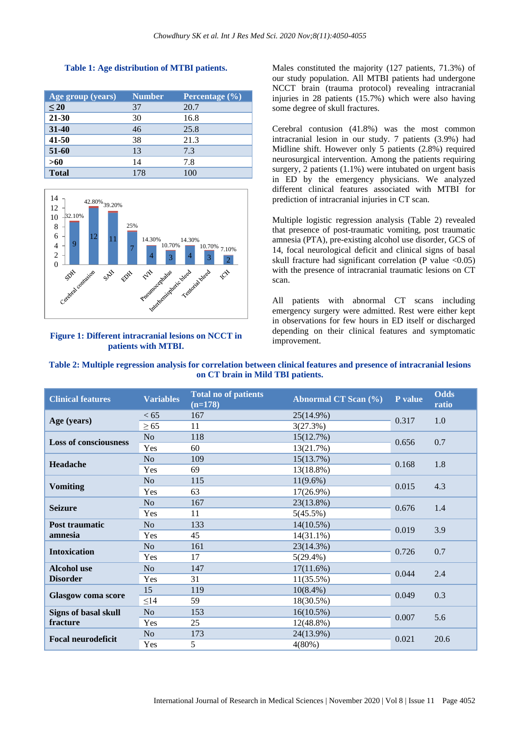**Table 1: Age distribution of MTBI patients.**

| Age group (years) | Number | Percentage (%) |
|---|---|---|
| **≤ 20** | 37 | 20.7 |
| **21-30** | 30 | 16.8 |
| **31-40** | 46 | 25.8 |
| **41-50** | 38 | 21.3 |
| **51-60** | 13 | 7.3 |
| **>60** | 14 | 7.8 |
| **Total** | 178 | 100 |

**Figure 1: Different intracranial lesions on NCCT in patients with MTBI.**

Males constituted the majority (127 patients, 71.3%) of our study population. All MTBI patients had undergone NCCT brain (trauma protocol) revealing intracranial injuries in 28 patients (15.7%) which were also having some degree of skull fractures.

Cerebral contusion (41.8%) was the most common intracranial lesion in our study. 7 patients (3.9%) had Midline shift. However only 5 patients (2.8%) required neurosurgical intervention. Among the patients requiring surgery, 2 patients (1.1%) were intubated on urgent basis in ED by the emergency physicians. We analyzed different clinical features associated with MTBI for prediction of intracranial injuries in CT scan.

Multiple logistic regression analysis (Table 2) revealed that presence of post-traumatic vomiting, post traumatic amnesia (PTA), pre-existing alcohol use disorder, GCS of 14, focal neurological deficit and clinical signs of basal skull fracture had significant correlation (P value <0.05) with the presence of intracranial traumatic lesions on CT scan.

All patients with abnormal CT scans including emergency surgery were admitted. Rest were either kept in observations for few hours in ED itself or discharged depending on their clinical features and symptomatic improvement.

**Table 2: Multiple regression analysis for correlation between clinical features and presence of intracranial lesions on CT brain in Mild TBI patients.**

| Clinical features | Variables | Total no of patients (n=178) | Abnormal CT Scan (%) | P value | Odds ratio |
|---|---|---|---|---|---|
| **Age (years)** | < 65 | 167 | 25(14.9%) | 0.317 | 1.0 |
| | ≥ 65 | 11 | 3(27.3%) | | |
| **Loss of consciousness** | No | 118 | 15(12.7%) | 0.656 | 0.7 |
| | Yes | 60 | 13(21.7%) | | |
| **Headache** | No | 109 | 15(13.7%) | 0.168 | 1.8 |
| | Yes | 69 | 13(18.8%) | | |
| **Vomiting** | No | 115 | 11(9.6%) | 0.015 | 4.3 |
| | Yes | 63 | 17(26.9%) | | |
| **Seizure** | No | 167 | 23(13.8%) | 0.676 | 1.4 |
| | Yes | 11 | 5(45.5%) | | |
| **Post traumatic amnesia** | No | 133 | 14(10.5%) | 0.019 | 3.9 |
| | Yes | 45 | 14(31.1%) | | |
| **Intoxication** | No | 161 | 23(14.3%) | 0.726 | 0.7 |
| | Yes | 17 | 5(29.4%) | | |
| **Alcohol use Disorder** | No | 147 | 17(11.6%) | 0.044 | 2.4 |
| | Yes | 31 | 11(35.5%) | | |
| **Glasgow coma score** | 15 | 119 | 10(8.4%) | 0.049 | 0.3 |
| | ≤14 | 59 | 18(30.5%) | | |
| **Signs of basal skull fracture** | No | 153 | 16(10.5%) | 0.007 | 5.6 |
| | Yes | 25 | 12(48.8%) | | |
| **Focal neurodeficit** | No | 173 | 24(13.9%) | 0.021 | 20.6 |
| | Yes | 5 | 4(80%) | | |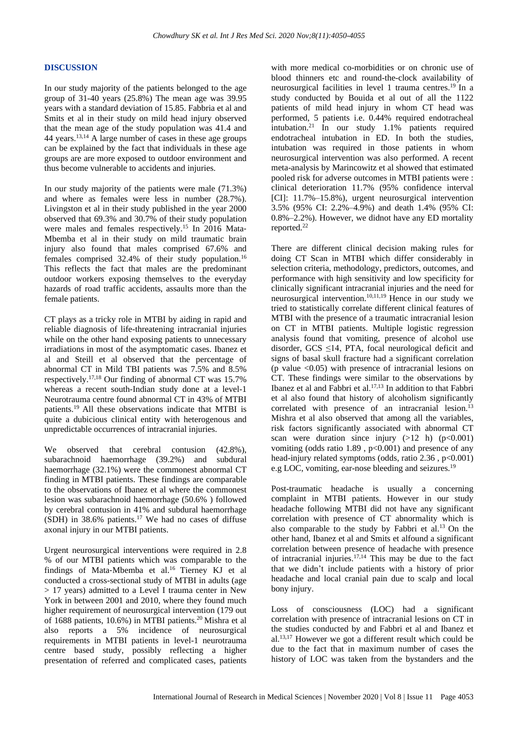## DISCUSSION

In our study majority of the patients belonged to the age group of 31-40 years (25.8%) The mean age was 39.95 years with a standard deviation of 15.85. Fabbria et al and Smits et al in their study on mild head injury observed that the mean age of the study population was 41.4 and 44 years.[13,14] A large number of cases in these age groups can be explained by the fact that individuals in these age groups are are more exposed to outdoor environment and thus become vulnerable to accidents and injuries.

In our study majority of the patients were male (71.3%) and where as females were less in number (28.7%). Livingston et al in their study published in the year 2000 observed that 69.3% and 30.7% of their study population were males and females respectively.[15] In 2016 Mata-Mbemba et al in their study on mild traumatic brain injury also found that males comprised 67.6% and females comprised 32.4% of their study population.[16] This reflects the fact that males are the predominant outdoor workers exposing themselves to the everyday hazards of road traffic accidents, assaults more than the female patients.

CT plays as a tricky role in MTBI by aiding in rapid and reliable diagnosis of life-threatening intracranial injuries while on the other hand exposing patients to unnecessary irradiations in most of the asymptomatic cases. Ibanez et al and Steill et al observed that the percentage of abnormal CT in Mild TBI patients was 7.5% and 8.5% respectively.[17,18] Our finding of abnormal CT was 15.7% whereas a recent south-Indian study done at a level-1 Neurotrauma centre found abnormal CT in 43% of MTBI patients.[19] All these observations indicate that MTBI is quite a dubicious clinical entity with heterogenous and unpredictable occurrences of intracranial injuries.

We observed that cerebral contusion (42.8%), subarachnoid haemorrhage (39.2%) and subdural haemorrhage (32.1%) were the commonest abnormal CT finding in MTBI patients. These findings are comparable to the observations of Ibanez et al where the commonest lesion was subarachnoid haemorrhage (50.6% ) followed by cerebral contusion in 41% and subdural haemorrhage (SDH) in 38.6% patients.[17] We had no cases of diffuse axonal injury in our MTBI patients.

Urgent neurosurgical interventions were required in 2.8 % of our MTBI patients which was comparable to the findings of Mata-Mbemba et al.[16] Tierney KJ et al conducted a cross-sectional study of MTBI in adults (age > 17 years) admitted to a Level I trauma center in New York in between 2001 and 2010, where they found much higher requirement of neurosurgical intervention (179 out of 1688 patients, 10.6%) in MTBI patients.[20] Mishra et al also reports a 5% incidence of neurosurgical requirements in MTBI patients in level-1 neurotrauma centre based study, possibly reflecting a higher presentation of referred and complicated cases, patients with more medical co-morbidities or on chronic use of blood thinners etc and round-the-clock availability of neurosurgical facilities in level 1 trauma centres.[19] In a study conducted by Bouida et al out of all the 1122 patients of mild head injury in whom CT head was performed, 5 patients i.e. 0.44% required endotracheal intubation.[21] In our study 1.1% patients required endotracheal intubation in ED. In both the studies, intubation was required in those patients in whom neurosurgical intervention was also performed. A recent meta-analysis by Marincowitz et al showed that estimated pooled risk for adverse outcomes in MTBI patients were : clinical deterioration 11.7% (95% confidence interval [CI]: 11.7%–15.8%), urgent neurosurgical intervention 3.5% (95% CI: 2.2%–4.9%) and death 1.4% (95% CI: 0.8%–2.2%). However, we didnot have any ED mortality reported.[22]

There are different clinical decision making rules for doing CT Scan in MTBI which differ considerably in selection criteria, methodology, predictors, outcomes, and performance with high sensitivity and low specificity for clinically significant intracranial injuries and the need for neurosurgical intervention.[10,11,19] Hence in our study we tried to statistically correlate different clinical features of MTBI with the presence of a traumatic intracranial lesion on CT in MTBI patients. Multiple logistic regression analysis found that vomiting, presence of alcohol use disorder, GCS ≤14, PTA, focal neurological deficit and signs of basal skull fracture had a significant correlation (p value $<0.05$) with presence of intracranial lesions on CT. These findings were similar to the observations by Ibanez et al and Fabbri et al.[17,13] In addition to that Fabbri et al also found that history of alcoholism significantly correlated with presence of an intracranial lesion.[13] Mishra et al also observed that among all the variables, risk factors significantly associated with abnormal CT scan were duration since injury (>12 h) ($p<0.001$) vomiting (odds ratio 1.89 , $p<0.001$) and presence of any head-injury related symptoms (odds, ratio 2.36 , $p<0.001$) e.g LOC, vomiting, ear-nose bleeding and seizures.[19]

Post-traumatic headache is usually a concerning complaint in MTBI patients. However in our study headache following MTBI did not have any significant correlation with presence of CT abnormality which is also comparable to the study by Fabbri et al.[13] On the other hand, Ibanez et al and Smits et alfound a significant correlation between presence of headache with presence of intracranial injuries.[17,14] This may be due to the fact that we didn't include patients with a history of prior headache and local cranial pain due to scalp and local bony injury.

Loss of consciousness (LOC) had a significant correlation with presence of intracranial lesions on CT in the studies conducted by and Fabbri et al and Ibanez et al.[13,17] However we got a different result which could be due to the fact that in maximum number of cases the history of LOC was taken from the bystanders and the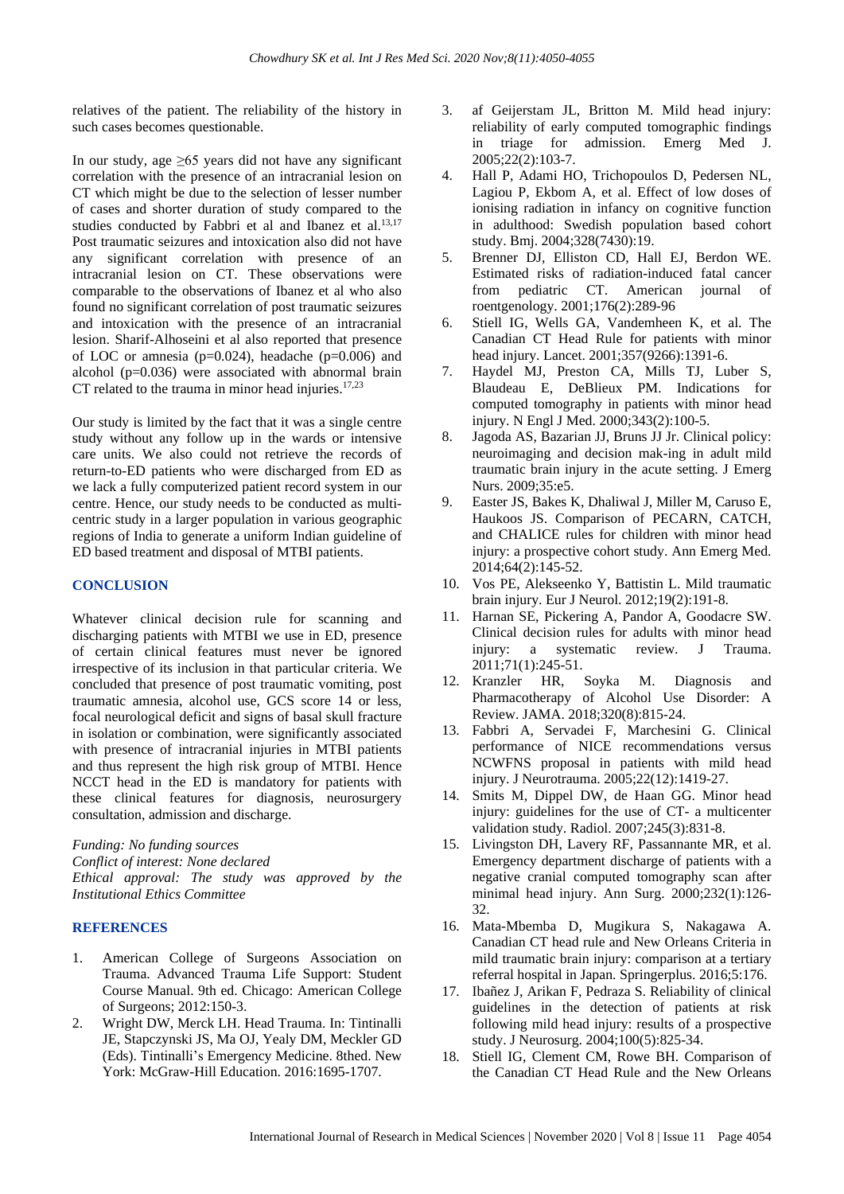relatives of the patient. The reliability of the history in such cases becomes questionable.

In our study, age ≥65 years did not have any significant correlation with the presence of an intracranial lesion on CT which might be due to the selection of lesser number of cases and shorter duration of study compared to the studies conducted by Fabbri et al and Ibanez et al.[13,17] Post traumatic seizures and intoxication also did not have any significant correlation with presence of an intracranial lesion on CT. These observations were comparable to the observations of Ibanez et al who also found no significant correlation of post traumatic seizures and intoxication with the presence of an intracranial lesion. Sharif-Alhoseini et al also reported that presence of LOC or amnesia (p=0.024), headache (p=0.006) and alcohol (p=0.036) were associated with abnormal brain CT related to the trauma in minor head injuries.[17,23]

Our study is limited by the fact that it was a single centre study without any follow up in the wards or intensive care units. We also could not retrieve the records of return-to-ED patients who were discharged from ED as we lack a fully computerized patient record system in our centre. Hence, our study needs to be conducted as multi-centric study in a larger population in various geographic regions of India to generate a uniform Indian guideline of ED based treatment and disposal of MTBI patients.

## CONCLUSION

Whatever clinical decision rule for scanning and discharging patients with MTBI we use in ED, presence of certain clinical features must never be ignored irrespective of its inclusion in that particular criteria. We concluded that presence of post traumatic vomiting, post traumatic amnesia, alcohol use, GCS score 14 or less, focal neurological deficit and signs of basal skull fracture in isolation or combination, were significantly associated with presence of intracranial injuries in MTBI patients and thus represent the high risk group of MTBI. Hence NCCT head in the ED is mandatory for patients with these clinical features for diagnosis, neurosurgery consultation, admission and discharge.

*Funding: No funding sources*
*Conflict of interest: None declared*
*Ethical approval: The study was approved by the Institutional Ethics Committee*

## REFERENCES

1. American College of Surgeons Association on Trauma. Advanced Trauma Life Support: Student Course Manual. 9th ed. Chicago: American College of Surgeons; 2012:150-3.
2. Wright DW, Merck LH. Head Trauma. In: Tintinalli JE, Stapczynski JS, Ma OJ, Yealy DM, Meckler GD (Eds). Tintinalli's Emergency Medicine. 8thed. New York: McGraw-Hill Education. 2016:1695-1707.
3. af Geijerstam JL, Britton M. Mild head injury: reliability of early computed tomographic findings in triage for admission. Emerg Med J. 2005;22(2):103-7.
4. Hall P, Adami HO, Trichopoulos D, Pedersen NL, Lagiou P, Ekbom A, et al. Effect of low doses of ionising radiation in infancy on cognitive function in adulthood: Swedish population based cohort study. Bmj. 2004;328(7430):19.
5. Brenner DJ, Elliston CD, Hall EJ, Berdon WE. Estimated risks of radiation-induced fatal cancer from pediatric CT. American journal of roentgenology. 2001;176(2):289-96
6. Stiell IG, Wells GA, Vandemheen K, et al. The Canadian CT Head Rule for patients with minor head injury. Lancet. 2001;357(9266):1391-6.
7. Haydel MJ, Preston CA, Mills TJ, Luber S, Blaudeau E, DeBlieux PM. Indications for computed tomography in patients with minor head injury. N Engl J Med. 2000;343(2):100-5.
8. Jagoda AS, Bazarian JJ, Bruns JJ Jr. Clinical policy: neuroimaging and decision mak-ing in adult mild traumatic brain injury in the acute setting. J Emerg Nurs. 2009;35:e5.
9. Easter JS, Bakes K, Dhaliwal J, Miller M, Caruso E, Haukoos JS. Comparison of PECARN, CATCH, and CHALICE rules for children with minor head injury: a prospective cohort study. Ann Emerg Med. 2014;64(2):145-52.
10. Vos PE, Alekseenko Y, Battistin L. Mild traumatic brain injury. Eur J Neurol. 2012;19(2):191-8.
11. Harnan SE, Pickering A, Pandor A, Goodacre SW. Clinical decision rules for adults with minor head injury: a systematic review. J Trauma. 2011;71(1):245-51.
12. Kranzler HR, Soyka M. Diagnosis and Pharmacotherapy of Alcohol Use Disorder: A Review. JAMA. 2018;320(8):815-24.
13. Fabbri A, Servadei F, Marchesini G. Clinical performance of NICE recommendations versus NCWFNS proposal in patients with mild head injury. J Neurotrauma. 2005;22(12):1419-27.
14. Smits M, Dippel DW, de Haan GG. Minor head injury: guidelines for the use of CT- a multicenter validation study. Radiol. 2007;245(3):831-8.
15. Livingston DH, Lavery RF, Passannante MR, et al. Emergency department discharge of patients with a negative cranial computed tomography scan after minimal head injury. Ann Surg. 2000;232(1):126-32.
16. Mata-Mbemba D, Mugikura S, Nakagawa A. Canadian CT head rule and New Orleans Criteria in mild traumatic brain injury: comparison at a tertiary referral hospital in Japan. Springerplus. 2016;5:176.
17. Ibañez J, Arikan F, Pedraza S. Reliability of clinical guidelines in the detection of patients at risk following mild head injury: results of a prospective study. J Neurosurg. 2004;100(5):825-34.
18. Stiell IG, Clement CM, Rowe BH. Comparison of the Canadian CT Head Rule and the New Orleans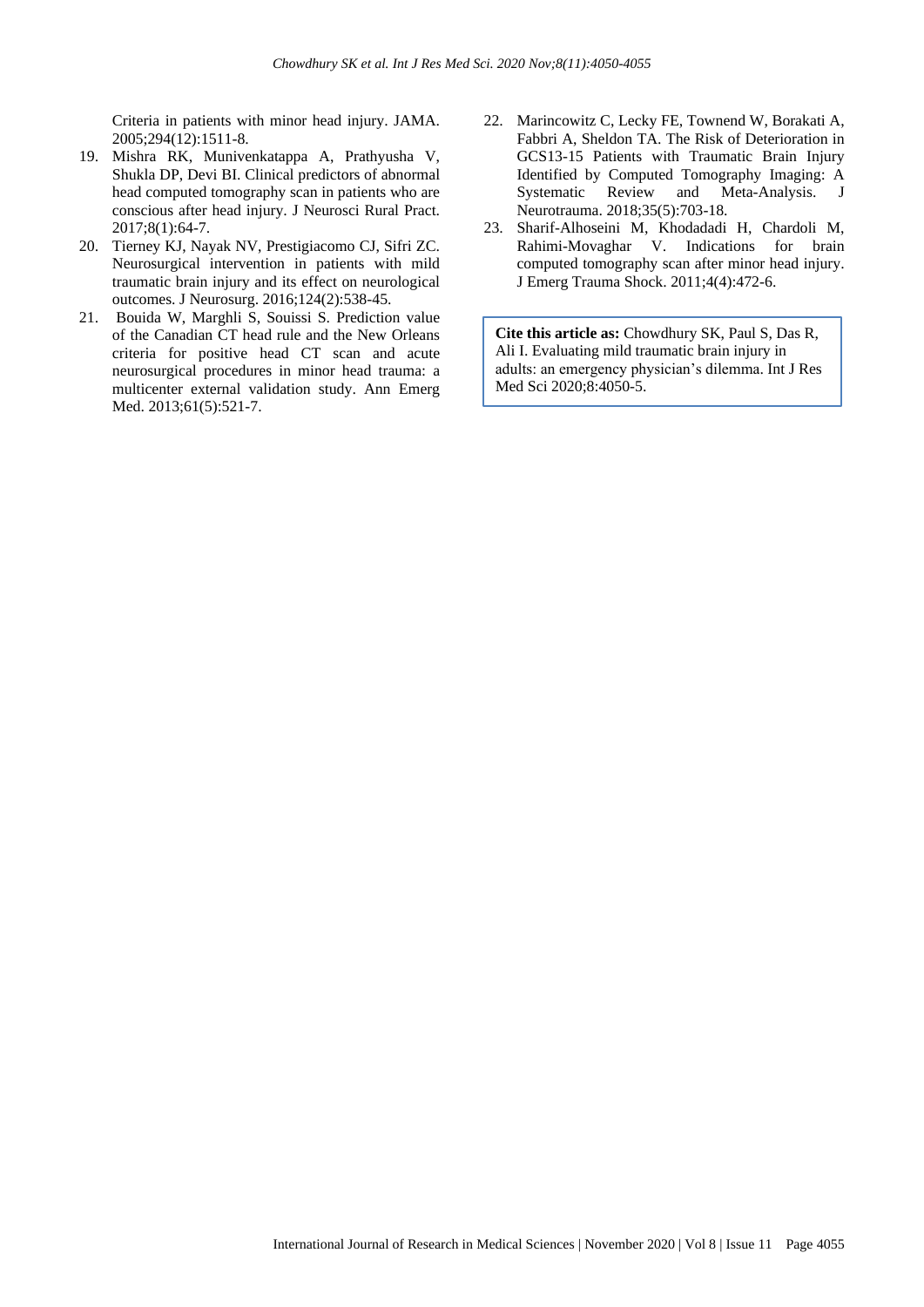Criteria in patients with minor head injury. JAMA. 2005;294(12):1511-8.

19. Mishra RK, Munivenkatappa A, Prathyusha V, Shukla DP, Devi BI. Clinical predictors of abnormal head computed tomography scan in patients who are conscious after head injury. J Neurosci Rural Pract. 2017;8(1):64-7.
20. Tierney KJ, Nayak NV, Prestigiacomo CJ, Sifri ZC. Neurosurgical intervention in patients with mild traumatic brain injury and its effect on neurological outcomes. J Neurosurg. 2016;124(2):538-45.
21. Bouida W, Marghli S, Souissi S. Prediction value of the Canadian CT head rule and the New Orleans criteria for positive head CT scan and acute neurosurgical procedures in minor head trauma: a multicenter external validation study. Ann Emerg Med. 2013;61(5):521-7.
22. Marincowitz C, Lecky FE, Townend W, Borakati A, Fabbri A, Sheldon TA. The Risk of Deterioration in GCS13-15 Patients with Traumatic Brain Injury Identified by Computed Tomography Imaging: A Systematic Review and Meta-Analysis. J Neurotrauma. 2018;35(5):703-18.
23. Sharif-Alhoseini M, Khodadadi H, Chardoli M, Rahimi-Movaghar V. Indications for brain computed tomography scan after minor head injury. J Emerg Trauma Shock. 2011;4(4):472-6.

**Cite this article as:** Chowdhury SK, Paul S, Das R, Ali I. Evaluating mild traumatic brain injury in adults: an emergency physician's dilemma. Int J Res Med Sci 2020;8:4050-5.